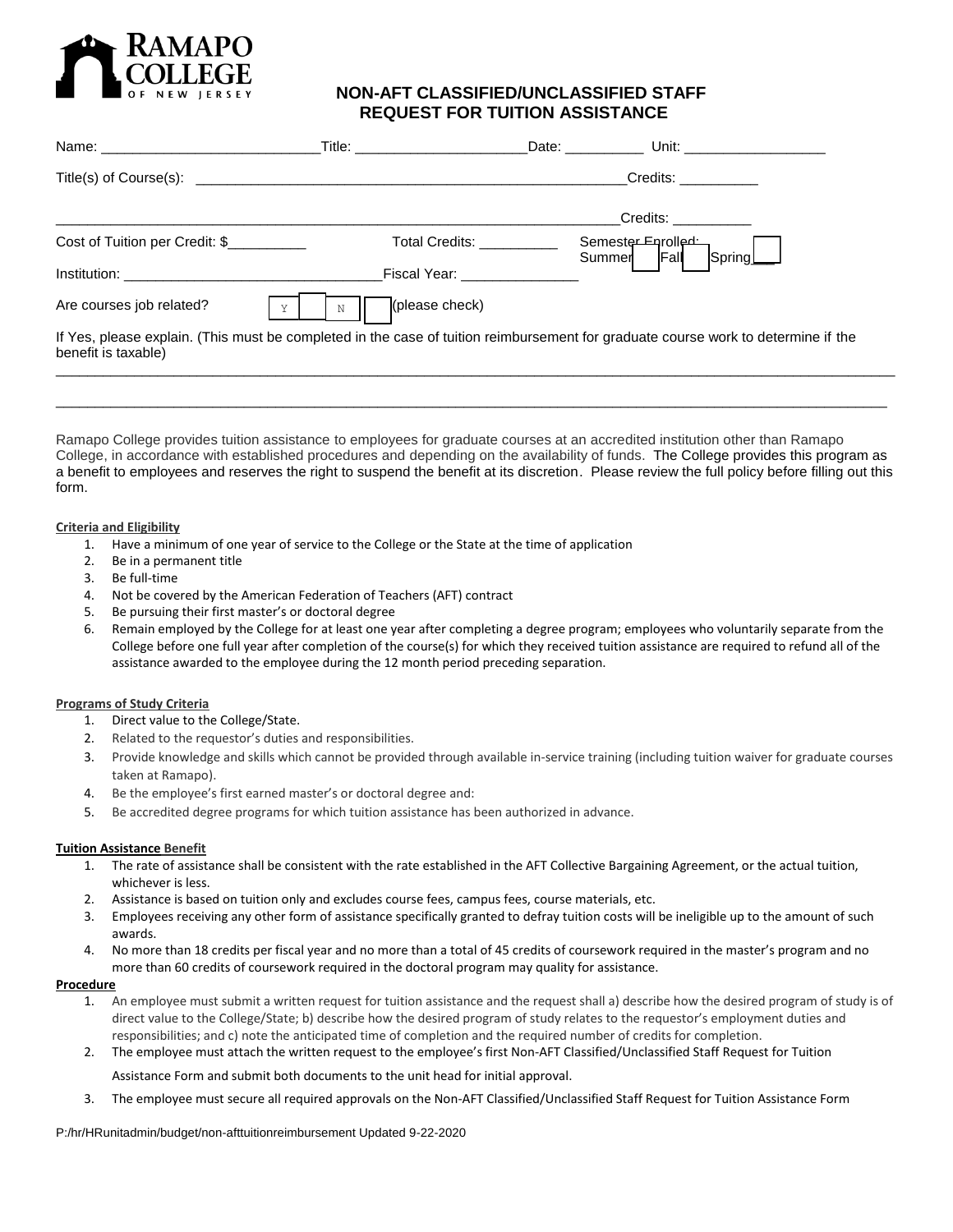RAMAPO COLLEGE OF NEW JERSEY

# NON-AFT CLASSIFIED/UNCLASSIFIED STAFF REQUEST FOR TUITION ASSISTANCE

Name: ___________________________ Title: _____________________ Date: __________ Unit: __________________

Title(s) of Course(s): ________________________________________________________ Credits: __________

______________________________________________________________________________ Credits: __________

Cost of Tuition per Credit: $__________ Total Credits: __________ Semester Enrolled: Summer ☐ Fall ☐ Spring ☐

Institution: ________________________________ Fiscal Year: _______________

Are courses job related? Y ☐ N ☐ (please check)

If Yes, please explain. (This must be completed in the case of tuition reimbursement for graduate course work to determine if the benefit is taxable)

______________________________________________________________________________________________________________

______________________________________________________________________________________________________________

Ramapo College provides tuition assistance to employees for graduate courses at an accredited institution other than Ramapo College, in accordance with established procedures and depending on the availability of funds. The College provides this program as a benefit to employees and reserves the right to suspend the benefit at its discretion. Please review the full policy before filling out this form.

**Criteria and Eligibility**

1. Have a minimum of one year of service to the College or the State at the time of application
2. Be in a permanent title
3. Be full-time
4. Not be covered by the American Federation of Teachers (AFT) contract
5. Be pursuing their first master's or doctoral degree
6. Remain employed by the College for at least one year after completing a degree program; employees who voluntarily separate from the College before one full year after completion of the course(s) for which they received tuition assistance are required to refund all of the assistance awarded to the employee during the 12 month period preceding separation.

**Programs of Study Criteria**

1. Direct value to the College/State.
2. Related to the requestor's duties and responsibilities.
3. Provide knowledge and skills which cannot be provided through available in-service training (including tuition waiver for graduate courses taken at Ramapo).
4. Be the employee's first earned master's or doctoral degree and:
5. Be accredited degree programs for which tuition assistance has been authorized in advance.

**Tuition Assistance Benefit**

1. The rate of assistance shall be consistent with the rate established in the AFT Collective Bargaining Agreement, or the actual tuition, whichever is less.
2. Assistance is based on tuition only and excludes course fees, campus fees, course materials, etc.
3. Employees receiving any other form of assistance specifically granted to defray tuition costs will be ineligible up to the amount of such awards.
4. No more than 18 credits per fiscal year and no more than a total of 45 credits of coursework required in the master's program and no more than 60 credits of coursework required in the doctoral program may quality for assistance.

**Procedure**

1. An employee must submit a written request for tuition assistance and the request shall a) describe how the desired program of study is of direct value to the College/State; b) describe how the desired program of study relates to the requestor's employment duties and responsibilities; and c) note the anticipated time of completion and the required number of credits for completion.
2. The employee must attach the written request to the employee's first Non-AFT Classified/Unclassified Staff Request for Tuition Assistance Form and submit both documents to the unit head for initial approval.
3. The employee must secure all required approvals on the Non-AFT Classified/Unclassified Staff Request for Tuition Assistance Form

P:/hr/HRunitadmin/budget/non-afttuitionreimbursement Updated 9-22-2020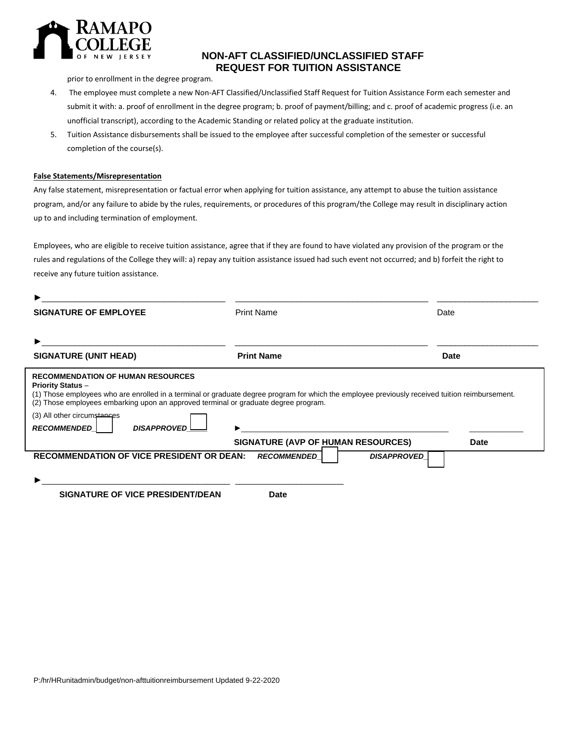# NON-AFT CLASSIFIED/UNCLASSIFIED STAFF REQUEST FOR TUITION ASSISTANCE

prior to enrollment in the degree program.

4. The employee must complete a new Non-AFT Classified/Unclassified Staff Request for Tuition Assistance Form each semester and submit it with: a. proof of enrollment in the degree program; b. proof of payment/billing; and c. proof of academic progress (i.e. an unofficial transcript), according to the Academic Standing or related policy at the graduate institution.
5. Tuition Assistance disbursements shall be issued to the employee after successful completion of the semester or successful completion of the course(s).

**False Statements/Misrepresentation**

Any false statement, misrepresentation or factual error when applying for tuition assistance, any attempt to abuse the tuition assistance program, and/or any failure to abide by the rules, requirements, or procedures of this program/the College may result in disciplinary action up to and including termination of employment.

Employees, who are eligible to receive tuition assistance, agree that if they are found to have violated any provision of the program or the rules and regulations of the College they will: a) repay any tuition assistance issued had such event not occurred; and b) forfeit the right to receive any future tuition assistance.

►_______________________ _______________________ _______________

**SIGNATURE OF EMPLOYEE** Print Name Date

►_______________________ _______________________ _______________

**SIGNATURE (UNIT HEAD)** **Print Name** **Date**

**RECOMMENDATION OF HUMAN RESOURCES**

**Priority Status** –

(1) Those employees who are enrolled in a terminal or graduate degree program for which the employee previously received tuition reimbursement.
(2) Those employees embarking upon an approved terminal or graduate degree program.
(3) All other circumstances

***RECOMMENDED*** ☐ ***DISAPPROVED*** ☐ ►_______________________ _______________

**SIGNATURE (AVP OF HUMAN RESOURCES)** **Date**

**RECOMMENDATION OF VICE PRESIDENT OR DEAN:** ***RECOMMENDED*** ☐ ***DISAPPROVED*** ☐

►_______________________ _______________

**SIGNATURE OF VICE PRESIDENT/DEAN** **Date**

P:/hr/HRunitadmin/budget/non-afttuitionreimbursement Updated 9-22-2020